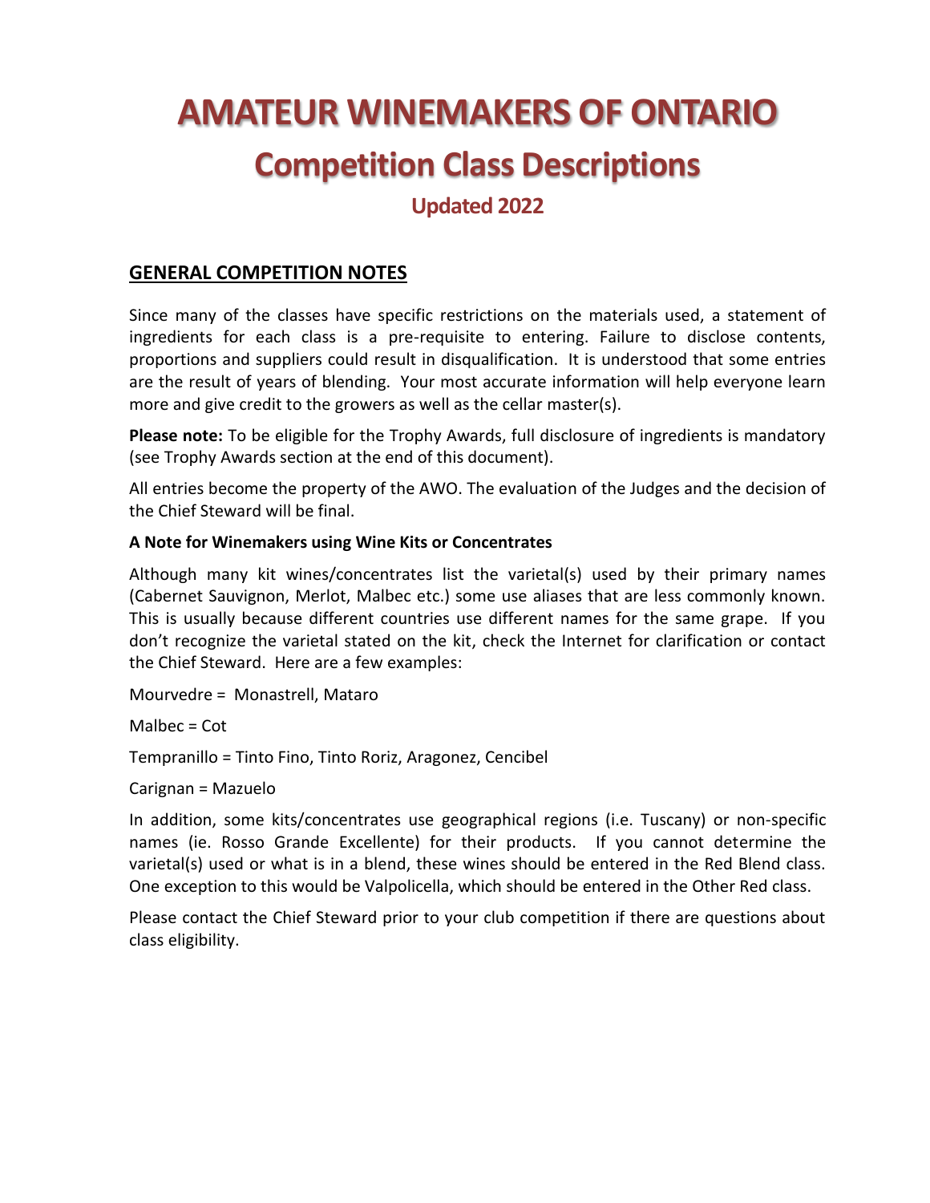# AMATEUR WINEMAKERS OF ONTARIO

## Competition Class Descriptions

### Updated 2022

## GENERAL COMPETITION NOTES

Since many of the classes have specific restrictions on the materials used, a statement of ingredients for each class is a pre-requisite to entering. Failure to disclose contents, proportions and suppliers could result in disqualification. It is understood that some entries are the result of years of blending. Your most accurate information will help everyone learn more and give credit to the growers as well as the cellar master(s).

**Please note:** To be eligible for the Trophy Awards, full disclosure of ingredients is mandatory (see Trophy Awards section at the end of this document).

All entries become the property of the AWO. The evaluation of the Judges and the decision of the Chief Steward will be final.

**A Note for Winemakers using Wine Kits or Concentrates**

Although many kit wines/concentrates list the varietal(s) used by their primary names (Cabernet Sauvignon, Merlot, Malbec etc.) some use aliases that are less commonly known. This is usually because different countries use different names for the same grape. If you don't recognize the varietal stated on the kit, check the Internet for clarification or contact the Chief Steward. Here are a few examples:

Mourvedre = Monastrell, Mataro

Malbec = Cot

Tempranillo = Tinto Fino, Tinto Roriz, Aragonez, Cencibel

Carignan = Mazuelo

In addition, some kits/concentrates use geographical regions (i.e. Tuscany) or non-specific names (ie. Rosso Grande Excellente) for their products. If you cannot determine the varietal(s) used or what is in a blend, these wines should be entered in the Red Blend class. One exception to this would be Valpolicella, which should be entered in the Other Red class.

Please contact the Chief Steward prior to your club competition if there are questions about class eligibility.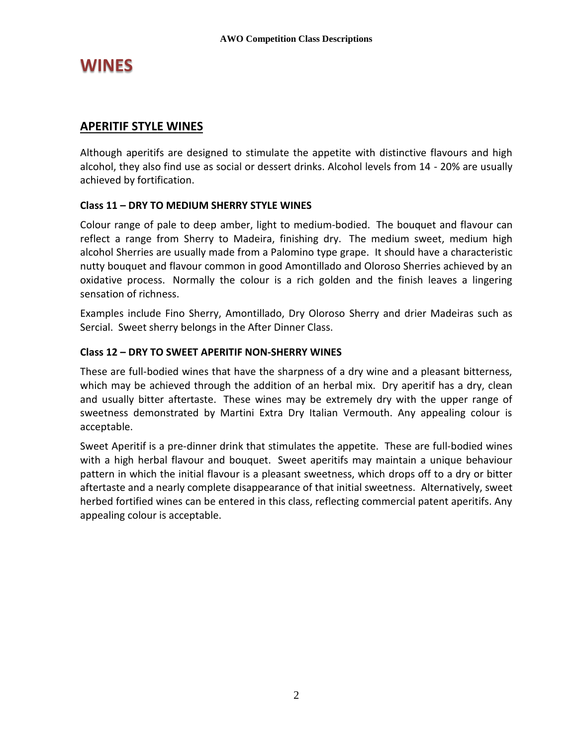# WINES

## APERITIF STYLE WINES

Although aperitifs are designed to stimulate the appetite with distinctive flavours and high alcohol, they also find use as social or dessert drinks. Alcohol levels from 14 - 20% are usually achieved by fortification.

### Class 11 – DRY TO MEDIUM SHERRY STYLE WINES

Colour range of pale to deep amber, light to medium-bodied. The bouquet and flavour can reflect a range from Sherry to Madeira, finishing dry. The medium sweet, medium high alcohol Sherries are usually made from a Palomino type grape. It should have a characteristic nutty bouquet and flavour common in good Amontillado and Oloroso Sherries achieved by an oxidative process. Normally the colour is a rich golden and the finish leaves a lingering sensation of richness.

Examples include Fino Sherry, Amontillado, Dry Oloroso Sherry and drier Madeiras such as Sercial. Sweet sherry belongs in the After Dinner Class.

### Class 12 – DRY TO SWEET APERITIF NON-SHERRY WINES

These are full-bodied wines that have the sharpness of a dry wine and a pleasant bitterness, which may be achieved through the addition of an herbal mix. Dry aperitif has a dry, clean and usually bitter aftertaste. These wines may be extremely dry with the upper range of sweetness demonstrated by Martini Extra Dry Italian Vermouth. Any appealing colour is acceptable.

Sweet Aperitif is a pre-dinner drink that stimulates the appetite. These are full-bodied wines with a high herbal flavour and bouquet. Sweet aperitifs may maintain a unique behaviour pattern in which the initial flavour is a pleasant sweetness, which drops off to a dry or bitter aftertaste and a nearly complete disappearance of that initial sweetness. Alternatively, sweet herbed fortified wines can be entered in this class, reflecting commercial patent aperitifs. Any appealing colour is acceptable.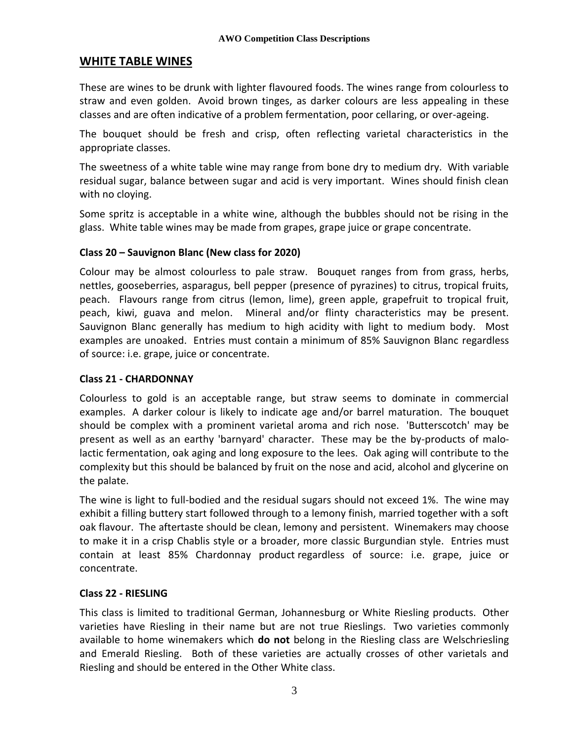## WHITE TABLE WINES

These are wines to be drunk with lighter flavoured foods. The wines range from colourless to straw and even golden. Avoid brown tinges, as darker colours are less appealing in these classes and are often indicative of a problem fermentation, poor cellaring, or over-ageing.

The bouquet should be fresh and crisp, often reflecting varietal characteristics in the appropriate classes.

The sweetness of a white table wine may range from bone dry to medium dry. With variable residual sugar, balance between sugar and acid is very important. Wines should finish clean with no cloying.

Some spritz is acceptable in a white wine, although the bubbles should not be rising in the glass. White table wines may be made from grapes, grape juice or grape concentrate.

### Class 20 – Sauvignon Blanc (New class for 2020)

Colour may be almost colourless to pale straw. Bouquet ranges from from grass, herbs, nettles, gooseberries, asparagus, bell pepper (presence of pyrazines) to citrus, tropical fruits, peach. Flavours range from citrus (lemon, lime), green apple, grapefruit to tropical fruit, peach, kiwi, guava and melon. Mineral and/or flinty characteristics may be present. Sauvignon Blanc generally has medium to high acidity with light to medium body. Most examples are unoaked. Entries must contain a minimum of 85% Sauvignon Blanc regardless of source: i.e. grape, juice or concentrate.

### Class 21 - CHARDONNAY

Colourless to gold is an acceptable range, but straw seems to dominate in commercial examples. A darker colour is likely to indicate age and/or barrel maturation. The bouquet should be complex with a prominent varietal aroma and rich nose. 'Butterscotch' may be present as well as an earthy 'barnyard' character. These may be the by-products of malo-lactic fermentation, oak aging and long exposure to the lees. Oak aging will contribute to the complexity but this should be balanced by fruit on the nose and acid, alcohol and glycerine on the palate.

The wine is light to full-bodied and the residual sugars should not exceed 1%. The wine may exhibit a filling buttery start followed through to a lemony finish, married together with a soft oak flavour. The aftertaste should be clean, lemony and persistent. Winemakers may choose to make it in a crisp Chablis style or a broader, more classic Burgundian style. Entries must contain at least 85% Chardonnay product regardless of source: i.e. grape, juice or concentrate.

### Class 22 - RIESLING

This class is limited to traditional German, Johannesburg or White Riesling products. Other varieties have Riesling in their name but are not true Rieslings. Two varieties commonly available to home winemakers which **do not** belong in the Riesling class are Welschriesling and Emerald Riesling. Both of these varieties are actually crosses of other varietals and Riesling and should be entered in the Other White class.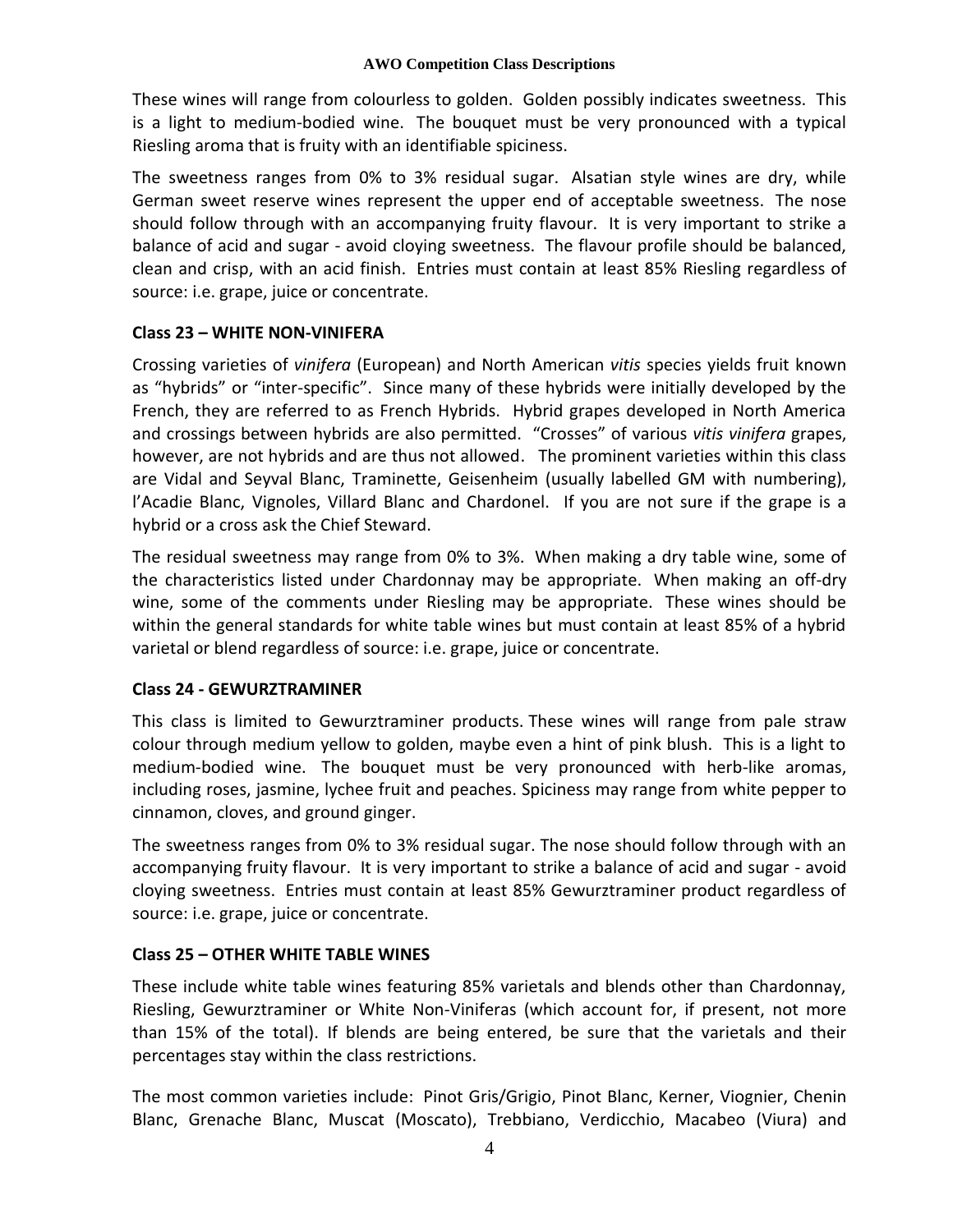These wines will range from colourless to golden. Golden possibly indicates sweetness. This is a light to medium-bodied wine. The bouquet must be very pronounced with a typical Riesling aroma that is fruity with an identifiable spiciness.

The sweetness ranges from 0% to 3% residual sugar. Alsatian style wines are dry, while German sweet reserve wines represent the upper end of acceptable sweetness. The nose should follow through with an accompanying fruity flavour. It is very important to strike a balance of acid and sugar - avoid cloying sweetness. The flavour profile should be balanced, clean and crisp, with an acid finish. Entries must contain at least 85% Riesling regardless of source: i.e. grape, juice or concentrate.

### Class 23 – WHITE NON-VINIFERA

Crossing varieties of *vinifera* (European) and North American *vitis* species yields fruit known as "hybrids" or "inter-specific". Since many of these hybrids were initially developed by the French, they are referred to as French Hybrids. Hybrid grapes developed in North America and crossings between hybrids are also permitted. "Crosses" of various *vitis vinifera* grapes, however, are not hybrids and are thus not allowed. The prominent varieties within this class are Vidal and Seyval Blanc, Traminette, Geisenheim (usually labelled GM with numbering), l'Acadie Blanc, Vignoles, Villard Blanc and Chardonel. If you are not sure if the grape is a hybrid or a cross ask the Chief Steward.

The residual sweetness may range from 0% to 3%. When making a dry table wine, some of the characteristics listed under Chardonnay may be appropriate. When making an off-dry wine, some of the comments under Riesling may be appropriate. These wines should be within the general standards for white table wines but must contain at least 85% of a hybrid varietal or blend regardless of source: i.e. grape, juice or concentrate.

### Class 24 - GEWURZTRAMINER

This class is limited to Gewurztraminer products. These wines will range from pale straw colour through medium yellow to golden, maybe even a hint of pink blush. This is a light to medium-bodied wine. The bouquet must be very pronounced with herb-like aromas, including roses, jasmine, lychee fruit and peaches. Spiciness may range from white pepper to cinnamon, cloves, and ground ginger.

The sweetness ranges from 0% to 3% residual sugar. The nose should follow through with an accompanying fruity flavour. It is very important to strike a balance of acid and sugar - avoid cloying sweetness. Entries must contain at least 85% Gewurztraminer product regardless of source: i.e. grape, juice or concentrate.

### Class 25 – OTHER WHITE TABLE WINES

These include white table wines featuring 85% varietals and blends other than Chardonnay, Riesling, Gewurztraminer or White Non-Viniferas (which account for, if present, not more than 15% of the total). If blends are being entered, be sure that the varietals and their percentages stay within the class restrictions.

The most common varieties include: Pinot Gris/Grigio, Pinot Blanc, Kerner, Viognier, Chenin Blanc, Grenache Blanc, Muscat (Moscato), Trebbiano, Verdicchio, Macabeo (Viura) and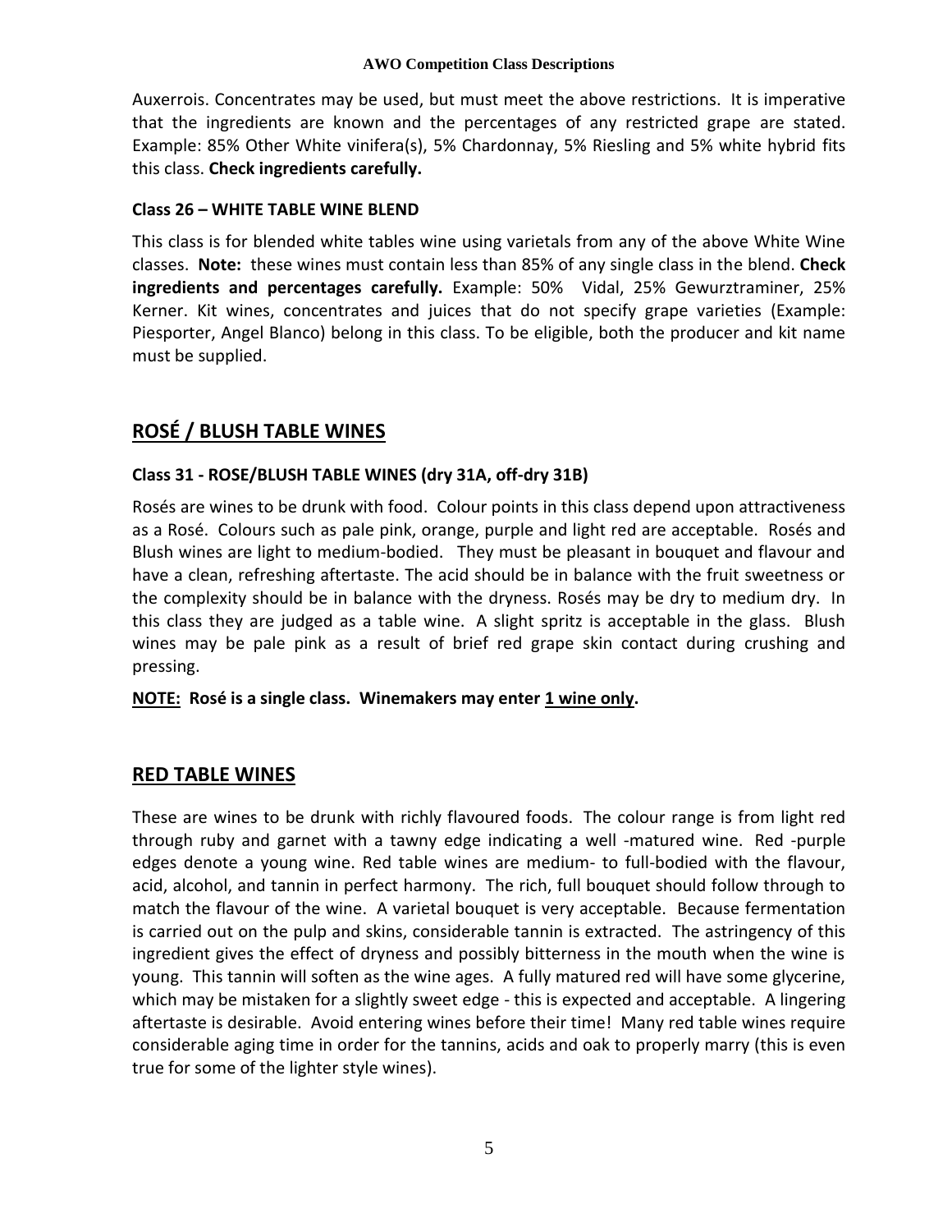Auxerrois. Concentrates may be used, but must meet the above restrictions. It is imperative that the ingredients are known and the percentages of any restricted grape are stated. Example: 85% Other White vinifera(s), 5% Chardonnay, 5% Riesling and 5% white hybrid fits this class. **Check ingredients carefully.**

### Class 26 – WHITE TABLE WINE BLEND

This class is for blended white tables wine using varietals from any of the above White Wine classes. **Note:** these wines must contain less than 85% of any single class in the blend. **Check ingredients and percentages carefully.** Example: 50% Vidal, 25% Gewurztraminer, 25% Kerner. Kit wines, concentrates and juices that do not specify grape varieties (Example: Piesporter, Angel Blanco) belong in this class. To be eligible, both the producer and kit name must be supplied.

## ROSÉ / BLUSH TABLE WINES

### Class 31 - ROSE/BLUSH TABLE WINES (dry 31A, off-dry 31B)

Rosés are wines to be drunk with food. Colour points in this class depend upon attractiveness as a Rosé. Colours such as pale pink, orange, purple and light red are acceptable. Rosés and Blush wines are light to medium-bodied. They must be pleasant in bouquet and flavour and have a clean, refreshing aftertaste. The acid should be in balance with the fruit sweetness or the complexity should be in balance with the dryness. Rosés may be dry to medium dry. In this class they are judged as a table wine. A slight spritz is acceptable in the glass. Blush wines may be pale pink as a result of brief red grape skin contact during crushing and pressing.

**NOTE: Rosé is a single class. Winemakers may enter 1 wine only.**

## RED TABLE WINES

These are wines to be drunk with richly flavoured foods. The colour range is from light red through ruby and garnet with a tawny edge indicating a well -matured wine. Red -purple edges denote a young wine. Red table wines are medium- to full-bodied with the flavour, acid, alcohol, and tannin in perfect harmony. The rich, full bouquet should follow through to match the flavour of the wine. A varietal bouquet is very acceptable. Because fermentation is carried out on the pulp and skins, considerable tannin is extracted. The astringency of this ingredient gives the effect of dryness and possibly bitterness in the mouth when the wine is young. This tannin will soften as the wine ages. A fully matured red will have some glycerine, which may be mistaken for a slightly sweet edge - this is expected and acceptable. A lingering aftertaste is desirable. Avoid entering wines before their time! Many red table wines require considerable aging time in order for the tannins, acids and oak to properly marry (this is even true for some of the lighter style wines).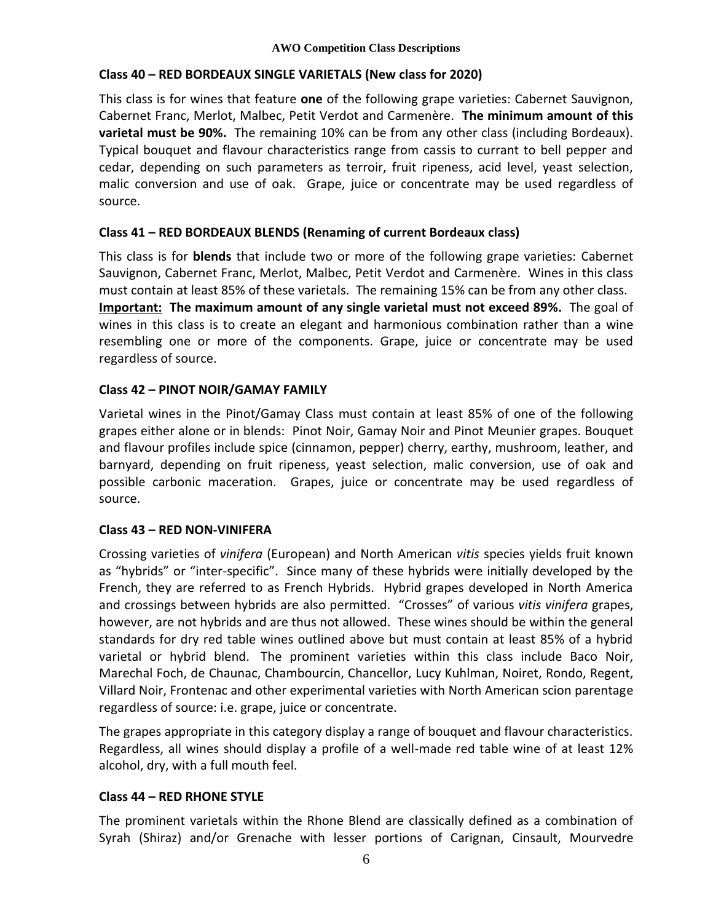### Class 40 – RED BORDEAUX SINGLE VARIETALS (New class for 2020)

This class is for wines that feature **one** of the following grape varieties: Cabernet Sauvignon, Cabernet Franc, Merlot, Malbec, Petit Verdot and Carmenère. **The minimum amount of this varietal must be 90%.** The remaining 10% can be from any other class (including Bordeaux). Typical bouquet and flavour characteristics range from cassis to currant to bell pepper and cedar, depending on such parameters as terroir, fruit ripeness, acid level, yeast selection, malic conversion and use of oak. Grape, juice or concentrate may be used regardless of source.

### Class 41 – RED BORDEAUX BLENDS (Renaming of current Bordeaux class)

This class is for **blends** that include two or more of the following grape varieties: Cabernet Sauvignon, Cabernet Franc, Merlot, Malbec, Petit Verdot and Carmenère. Wines in this class must contain at least 85% of these varietals. The remaining 15% can be from any other class. **Important: The maximum amount of any single varietal must not exceed 89%.** The goal of wines in this class is to create an elegant and harmonious combination rather than a wine resembling one or more of the components. Grape, juice or concentrate may be used regardless of source.

### Class 42 – PINOT NOIR/GAMAY FAMILY

Varietal wines in the Pinot/Gamay Class must contain at least 85% of one of the following grapes either alone or in blends: Pinot Noir, Gamay Noir and Pinot Meunier grapes. Bouquet and flavour profiles include spice (cinnamon, pepper) cherry, earthy, mushroom, leather, and barnyard, depending on fruit ripeness, yeast selection, malic conversion, use of oak and possible carbonic maceration. Grapes, juice or concentrate may be used regardless of source.

### Class 43 – RED NON-VINIFERA

Crossing varieties of *vinifera* (European) and North American *vitis* species yields fruit known as "hybrids" or "inter-specific". Since many of these hybrids were initially developed by the French, they are referred to as French Hybrids. Hybrid grapes developed in North America and crossings between hybrids are also permitted. "Crosses" of various *vitis vinifera* grapes, however, are not hybrids and are thus not allowed. These wines should be within the general standards for dry red table wines outlined above but must contain at least 85% of a hybrid varietal or hybrid blend. The prominent varieties within this class include Baco Noir, Marechal Foch, de Chaunac, Chambourcin, Chancellor, Lucy Kuhlman, Noiret, Rondo, Regent, Villard Noir, Frontenac and other experimental varieties with North American scion parentage regardless of source: i.e. grape, juice or concentrate.

The grapes appropriate in this category display a range of bouquet and flavour characteristics. Regardless, all wines should display a profile of a well-made red table wine of at least 12% alcohol, dry, with a full mouth feel.

### Class 44 – RED RHONE STYLE

The prominent varietals within the Rhone Blend are classically defined as a combination of Syrah (Shiraz) and/or Grenache with lesser portions of Carignan, Cinsault, Mourvedre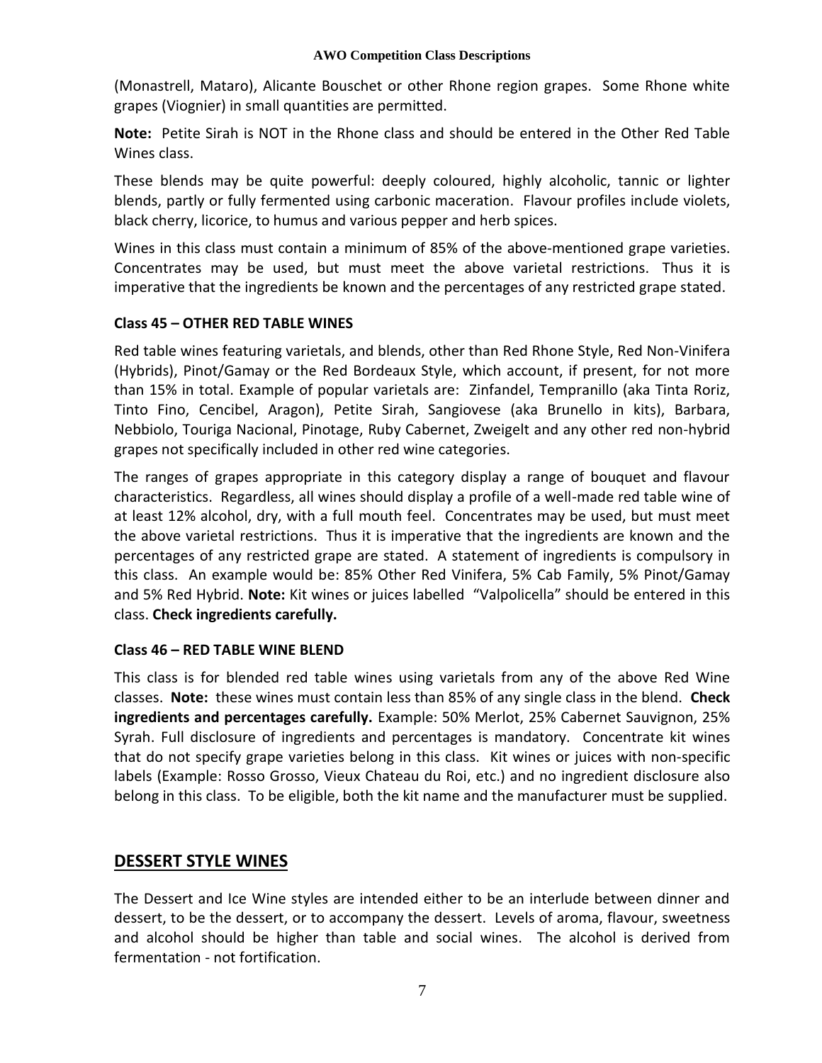(Monastrell, Mataro), Alicante Bouschet or other Rhone region grapes. Some Rhone white grapes (Viognier) in small quantities are permitted.

**Note:** Petite Sirah is NOT in the Rhone class and should be entered in the Other Red Table Wines class.

These blends may be quite powerful: deeply coloured, highly alcoholic, tannic or lighter blends, partly or fully fermented using carbonic maceration. Flavour profiles include violets, black cherry, licorice, to humus and various pepper and herb spices.

Wines in this class must contain a minimum of 85% of the above-mentioned grape varieties. Concentrates may be used, but must meet the above varietal restrictions. Thus it is imperative that the ingredients be known and the percentages of any restricted grape stated.

#### Class 45 – OTHER RED TABLE WINES

Red table wines featuring varietals, and blends, other than Red Rhone Style, Red Non-Vinifera (Hybrids), Pinot/Gamay or the Red Bordeaux Style, which account, if present, for not more than 15% in total. Example of popular varietals are: Zinfandel, Tempranillo (aka Tinta Roriz, Tinto Fino, Cencibel, Aragon), Petite Sirah, Sangiovese (aka Brunello in kits), Barbara, Nebbiolo, Touriga Nacional, Pinotage, Ruby Cabernet, Zweigelt and any other red non-hybrid grapes not specifically included in other red wine categories.

The ranges of grapes appropriate in this category display a range of bouquet and flavour characteristics. Regardless, all wines should display a profile of a well-made red table wine of at least 12% alcohol, dry, with a full mouth feel. Concentrates may be used, but must meet the above varietal restrictions. Thus it is imperative that the ingredients are known and the percentages of any restricted grape are stated. A statement of ingredients is compulsory in this class. An example would be: 85% Other Red Vinifera, 5% Cab Family, 5% Pinot/Gamay and 5% Red Hybrid. **Note:** Kit wines or juices labelled "Valpolicella" should be entered in this class. **Check ingredients carefully.**

#### Class 46 – RED TABLE WINE BLEND

This class is for blended red table wines using varietals from any of the above Red Wine classes. **Note:** these wines must contain less than 85% of any single class in the blend. **Check ingredients and percentages carefully.** Example: 50% Merlot, 25% Cabernet Sauvignon, 25% Syrah. Full disclosure of ingredients and percentages is mandatory. Concentrate kit wines that do not specify grape varieties belong in this class. Kit wines or juices with non-specific labels (Example: Rosso Grosso, Vieux Chateau du Roi, etc.) and no ingredient disclosure also belong in this class. To be eligible, both the kit name and the manufacturer must be supplied.

## DESSERT STYLE WINES

The Dessert and Ice Wine styles are intended either to be an interlude between dinner and dessert, to be the dessert, or to accompany the dessert. Levels of aroma, flavour, sweetness and alcohol should be higher than table and social wines. The alcohol is derived from fermentation - not fortification.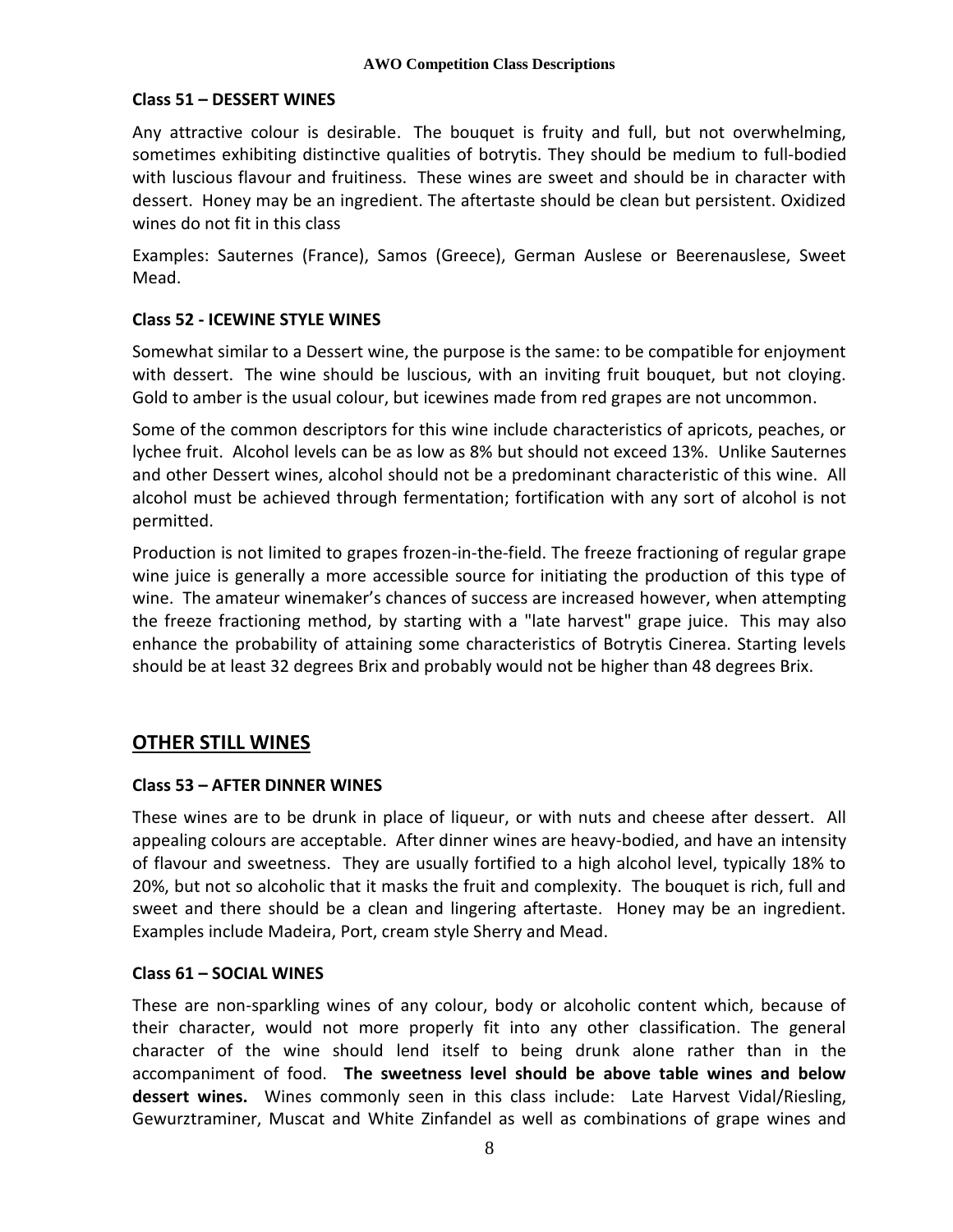**Class 51 – DESSERT WINES**

Any attractive colour is desirable. The bouquet is fruity and full, but not overwhelming, sometimes exhibiting distinctive qualities of botrytis. They should be medium to full-bodied with luscious flavour and fruitiness. These wines are sweet and should be in character with dessert. Honey may be an ingredient. The aftertaste should be clean but persistent. Oxidized wines do not fit in this class

Examples: Sauternes (France), Samos (Greece), German Auslese or Beerenauslese, Sweet Mead.

**Class 52 - ICEWINE STYLE WINES**

Somewhat similar to a Dessert wine, the purpose is the same: to be compatible for enjoyment with dessert. The wine should be luscious, with an inviting fruit bouquet, but not cloying. Gold to amber is the usual colour, but icewines made from red grapes are not uncommon.

Some of the common descriptors for this wine include characteristics of apricots, peaches, or lychee fruit. Alcohol levels can be as low as 8% but should not exceed 13%. Unlike Sauternes and other Dessert wines, alcohol should not be a predominant characteristic of this wine. All alcohol must be achieved through fermentation; fortification with any sort of alcohol is not permitted.

Production is not limited to grapes frozen-in-the-field. The freeze fractioning of regular grape wine juice is generally a more accessible source for initiating the production of this type of wine. The amateur winemaker's chances of success are increased however, when attempting the freeze fractioning method, by starting with a "late harvest" grape juice. This may also enhance the probability of attaining some characteristics of Botrytis Cinerea. Starting levels should be at least 32 degrees Brix and probably would not be higher than 48 degrees Brix.

## OTHER STILL WINES

**Class 53 – AFTER DINNER WINES**

These wines are to be drunk in place of liqueur, or with nuts and cheese after dessert. All appealing colours are acceptable. After dinner wines are heavy-bodied, and have an intensity of flavour and sweetness. They are usually fortified to a high alcohol level, typically 18% to 20%, but not so alcoholic that it masks the fruit and complexity. The bouquet is rich, full and sweet and there should be a clean and lingering aftertaste. Honey may be an ingredient. Examples include Madeira, Port, cream style Sherry and Mead.

**Class 61 – SOCIAL WINES**

These are non-sparkling wines of any colour, body or alcoholic content which, because of their character, would not more properly fit into any other classification. The general character of the wine should lend itself to being drunk alone rather than in the accompaniment of food. **The sweetness level should be above table wines and below dessert wines.** Wines commonly seen in this class include: Late Harvest Vidal/Riesling, Gewurztraminer, Muscat and White Zinfandel as well as combinations of grape wines and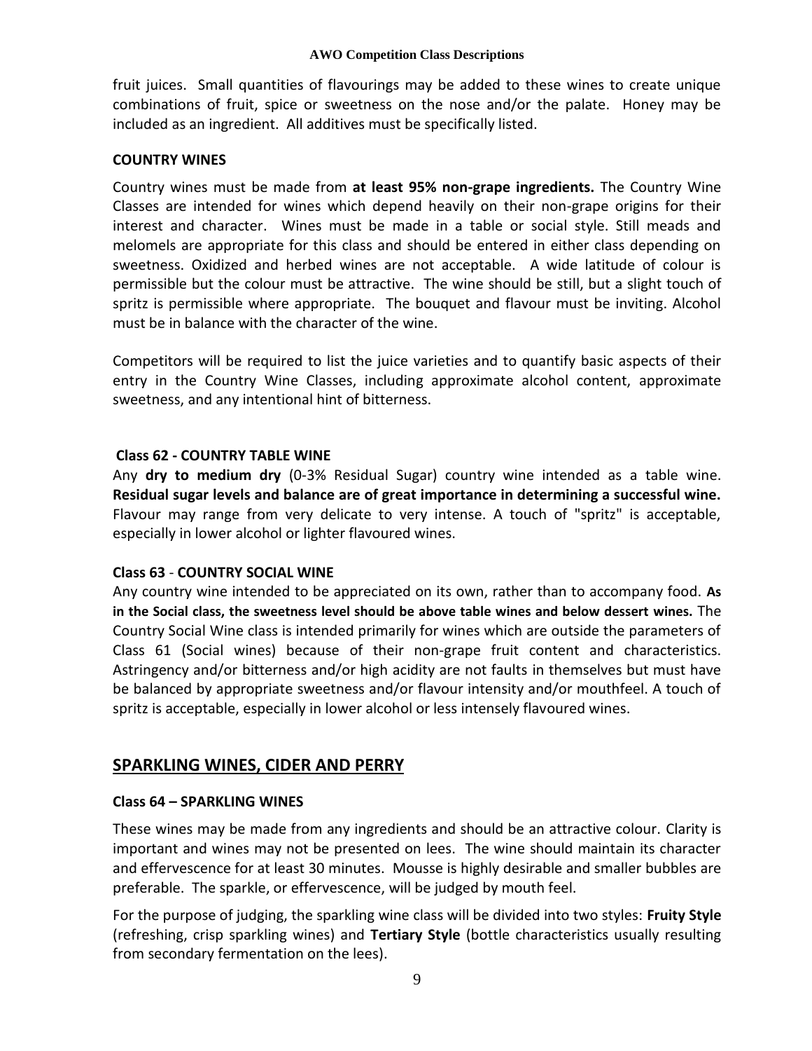fruit juices. Small quantities of flavourings may be added to these wines to create unique combinations of fruit, spice or sweetness on the nose and/or the palate. Honey may be included as an ingredient. All additives must be specifically listed.

**COUNTRY WINES**

Country wines must be made from **at least 95% non-grape ingredients.** The Country Wine Classes are intended for wines which depend heavily on their non-grape origins for their interest and character. Wines must be made in a table or social style. Still meads and melomels are appropriate for this class and should be entered in either class depending on sweetness. Oxidized and herbed wines are not acceptable. A wide latitude of colour is permissible but the colour must be attractive. The wine should be still, but a slight touch of spritz is permissible where appropriate. The bouquet and flavour must be inviting. Alcohol must be in balance with the character of the wine.

Competitors will be required to list the juice varieties and to quantify basic aspects of their entry in the Country Wine Classes, including approximate alcohol content, approximate sweetness, and any intentional hint of bitterness.

**Class 62 - COUNTRY TABLE WINE**

Any **dry to medium dry** (0-3% Residual Sugar) country wine intended as a table wine. **Residual sugar levels and balance are of great importance in determining a successful wine.** Flavour may range from very delicate to very intense. A touch of "spritz" is acceptable, especially in lower alcohol or lighter flavoured wines.

**Class 63 - COUNTRY SOCIAL WINE**

Any country wine intended to be appreciated on its own, rather than to accompany food. **As in the Social class, the sweetness level should be above table wines and below dessert wines.** The Country Social Wine class is intended primarily for wines which are outside the parameters of Class 61 (Social wines) because of their non-grape fruit content and characteristics. Astringency and/or bitterness and/or high acidity are not faults in themselves but must have be balanced by appropriate sweetness and/or flavour intensity and/or mouthfeel. A touch of spritz is acceptable, especially in lower alcohol or less intensely flavoured wines.

## SPARKLING WINES, CIDER AND PERRY

**Class 64 – SPARKLING WINES**

These wines may be made from any ingredients and should be an attractive colour. Clarity is important and wines may not be presented on lees. The wine should maintain its character and effervescence for at least 30 minutes. Mousse is highly desirable and smaller bubbles are preferable. The sparkle, or effervescence, will be judged by mouth feel.

For the purpose of judging, the sparkling wine class will be divided into two styles: **Fruity Style** (refreshing, crisp sparkling wines) and **Tertiary Style** (bottle characteristics usually resulting from secondary fermentation on the lees).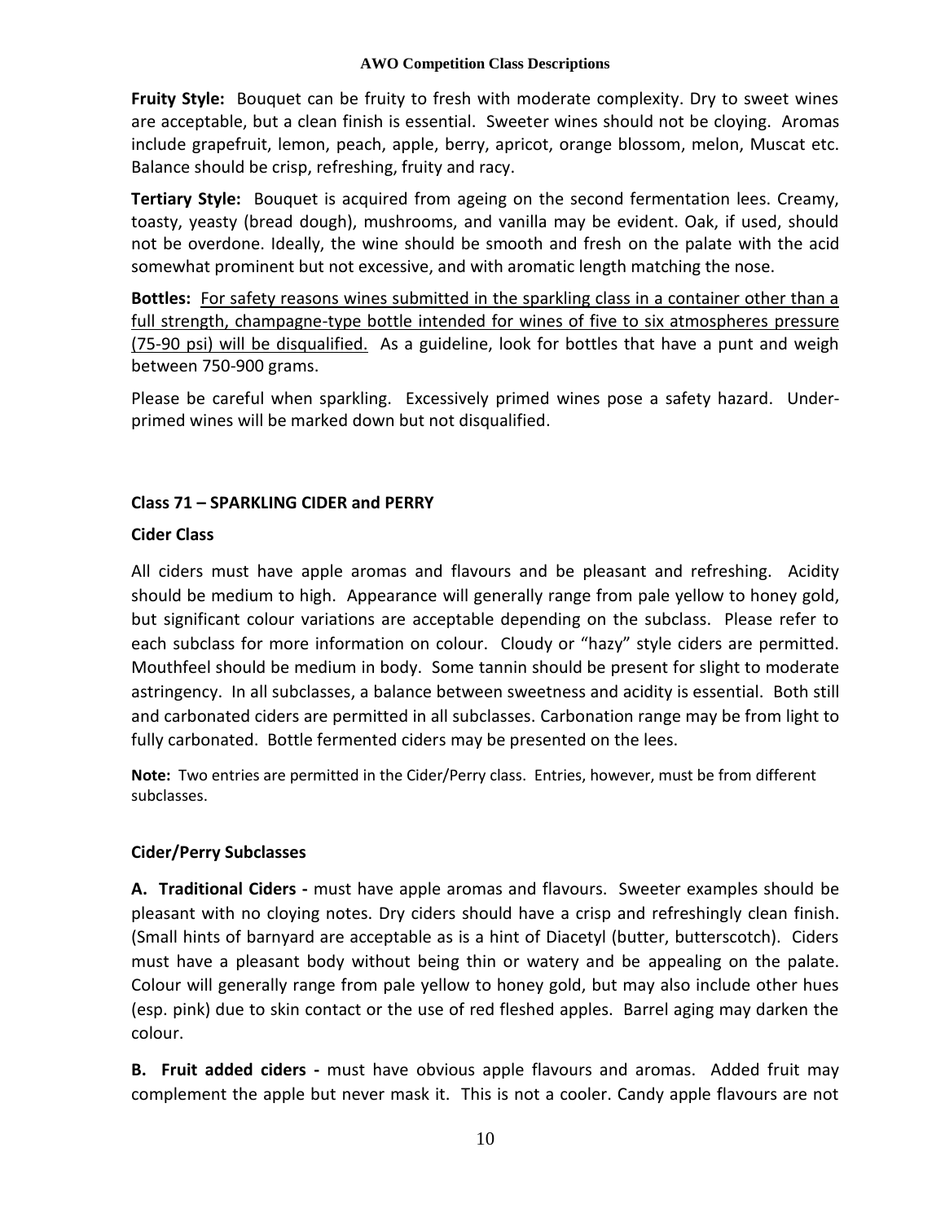**Fruity Style:** Bouquet can be fruity to fresh with moderate complexity. Dry to sweet wines are acceptable, but a clean finish is essential. Sweeter wines should not be cloying. Aromas include grapefruit, lemon, peach, apple, berry, apricot, orange blossom, melon, Muscat etc. Balance should be crisp, refreshing, fruity and racy.

**Tertiary Style:** Bouquet is acquired from ageing on the second fermentation lees. Creamy, toasty, yeasty (bread dough), mushrooms, and vanilla may be evident. Oak, if used, should not be overdone. Ideally, the wine should be smooth and fresh on the palate with the acid somewhat prominent but not excessive, and with aromatic length matching the nose.

**Bottles:** <u>For safety reasons wines submitted in the sparkling class in a container other than a full strength, champagne-type bottle intended for wines of five to six atmospheres pressure (75-90 psi) will be disqualified.</u> As a guideline, look for bottles that have a punt and weigh between 750-900 grams.

Please be careful when sparkling. Excessively primed wines pose a safety hazard. Under-primed wines will be marked down but not disqualified.

## Class 71 – SPARKLING CIDER and PERRY

### Cider Class

All ciders must have apple aromas and flavours and be pleasant and refreshing. Acidity should be medium to high. Appearance will generally range from pale yellow to honey gold, but significant colour variations are acceptable depending on the subclass. Please refer to each subclass for more information on colour. Cloudy or "hazy" style ciders are permitted. Mouthfeel should be medium in body. Some tannin should be present for slight to moderate astringency. In all subclasses, a balance between sweetness and acidity is essential. Both still and carbonated ciders are permitted in all subclasses. Carbonation range may be from light to fully carbonated. Bottle fermented ciders may be presented on the lees.

**Note:** Two entries are permitted in the Cider/Perry class. Entries, however, must be from different subclasses.

### Cider/Perry Subclasses

**A. Traditional Ciders -** must have apple aromas and flavours. Sweeter examples should be pleasant with no cloying notes. Dry ciders should have a crisp and refreshingly clean finish. (Small hints of barnyard are acceptable as is a hint of Diacetyl (butter, butterscotch). Ciders must have a pleasant body without being thin or watery and be appealing on the palate. Colour will generally range from pale yellow to honey gold, but may also include other hues (esp. pink) due to skin contact or the use of red fleshed apples. Barrel aging may darken the colour.

**B. Fruit added ciders -** must have obvious apple flavours and aromas. Added fruit may complement the apple but never mask it. This is not a cooler. Candy apple flavours are not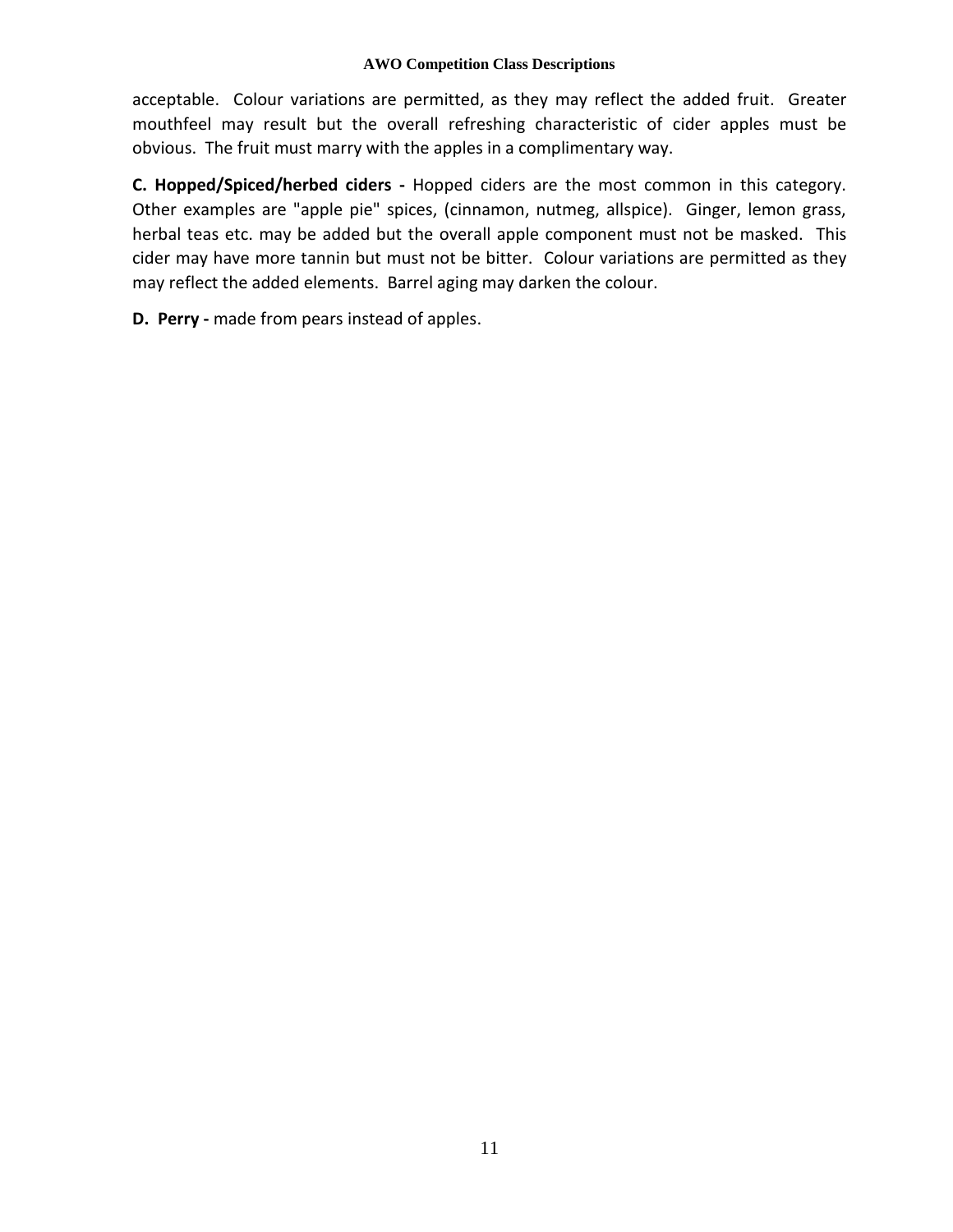acceptable. Colour variations are permitted, as they may reflect the added fruit. Greater mouthfeel may result but the overall refreshing characteristic of cider apples must be obvious. The fruit must marry with the apples in a complimentary way.

**C. Hopped/Spiced/herbed ciders -** Hopped ciders are the most common in this category. Other examples are "apple pie" spices, (cinnamon, nutmeg, allspice). Ginger, lemon grass, herbal teas etc. may be added but the overall apple component must not be masked. This cider may have more tannin but must not be bitter. Colour variations are permitted as they may reflect the added elements. Barrel aging may darken the colour.

**D. Perry -** made from pears instead of apples.